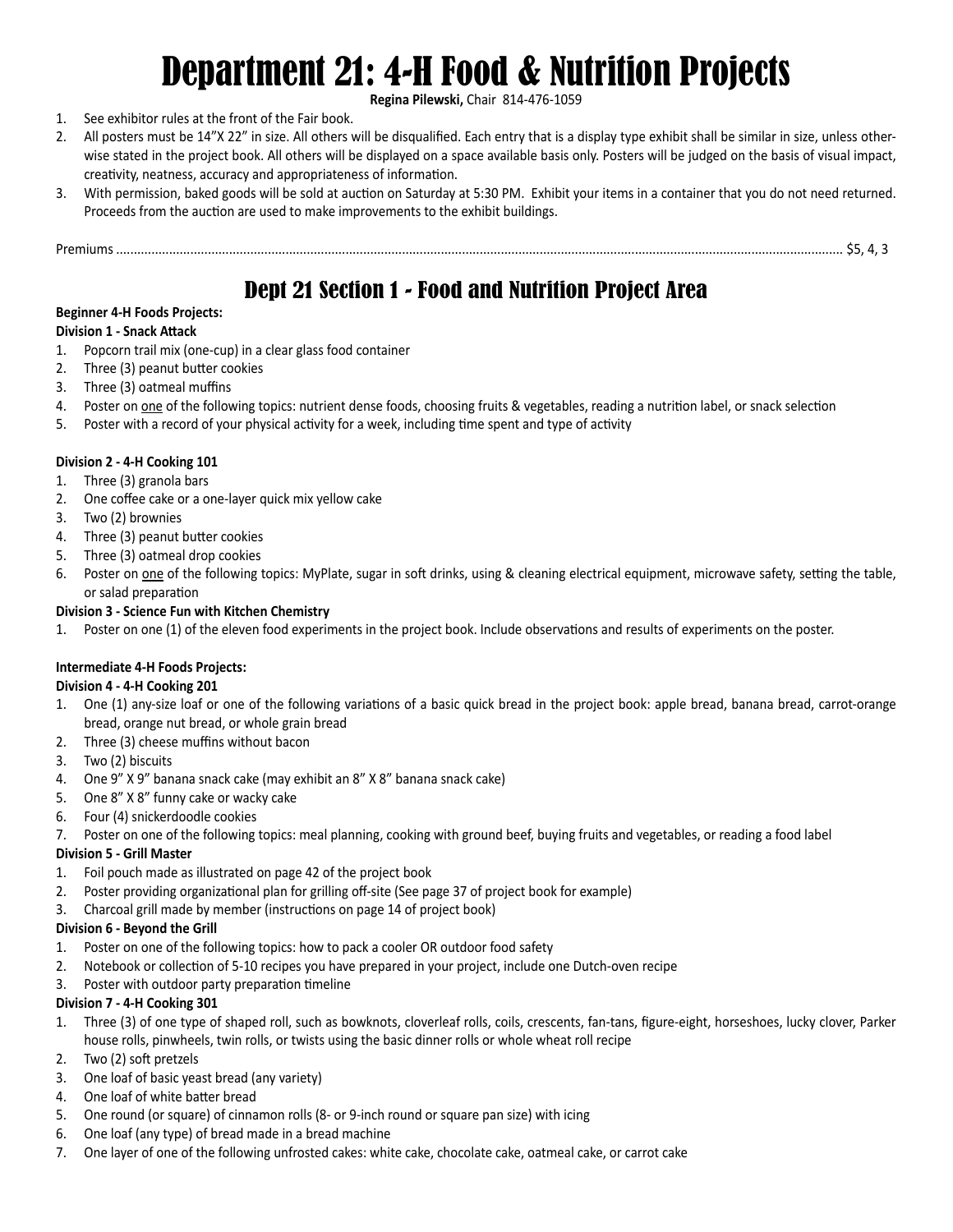# Department 21: 4-H Food & Nutrition Projects

**Regina Pilewski,** Chair 814-476-1059

1. See exhibitor rules at the front of the Fair book.
2. All posters must be 14"X 22" in size. All others will be disqualified. Each entry that is a display type exhibit shall be similar in size, unless otherwise stated in the project book. All others will be displayed on a space available basis only. Posters will be judged on the basis of visual impact, creativity, neatness, accuracy and appropriateness of information.
3. With permission, baked goods will be sold at auction on Saturday at 5:30 PM. Exhibit your items in a container that you do not need returned. Proceeds from the auction are used to make improvements to the exhibit buildings.

Premiums ........................................................................................................ $5, 4, 3

## Dept 21 Section 1 - Food and Nutrition Project Area

**Beginner 4-H Foods Projects:**

**Division 1 - Snack Attack**

1. Popcorn trail mix (one-cup) in a clear glass food container
2. Three (3) peanut butter cookies
3. Three (3) oatmeal muffins
4. Poster on one of the following topics: nutrient dense foods, choosing fruits & vegetables, reading a nutrition label, or snack selection
5. Poster with a record of your physical activity for a week, including time spent and type of activity

**Division 2 - 4-H Cooking 101**

1. Three (3) granola bars
2. One coffee cake or a one-layer quick mix yellow cake
3. Two (2) brownies
4. Three (3) peanut butter cookies
5. Three (3) oatmeal drop cookies
6. Poster on one of the following topics: MyPlate, sugar in soft drinks, using & cleaning electrical equipment, microwave safety, setting the table, or salad preparation

**Division 3 - Science Fun with Kitchen Chemistry**

1. Poster on one (1) of the eleven food experiments in the project book. Include observations and results of experiments on the poster.

**Intermediate 4-H Foods Projects:**

**Division 4 - 4-H Cooking 201**

1. One (1) any-size loaf or one of the following variations of a basic quick bread in the project book: apple bread, banana bread, carrot-orange bread, orange nut bread, or whole grain bread
2. Three (3) cheese muffins without bacon
3. Two (2) biscuits
4. One 9" X 9" banana snack cake (may exhibit an 8" X 8" banana snack cake)
5. One 8" X 8" funny cake or wacky cake
6. Four (4) snickerdoodle cookies
7. Poster on one of the following topics: meal planning, cooking with ground beef, buying fruits and vegetables, or reading a food label

**Division 5 - Grill Master**

1. Foil pouch made as illustrated on page 42 of the project book
2. Poster providing organizational plan for grilling off-site (See page 37 of project book for example)
3. Charcoal grill made by member (instructions on page 14 of project book)

**Division 6 - Beyond the Grill**

1. Poster on one of the following topics: how to pack a cooler OR outdoor food safety
2. Notebook or collection of 5-10 recipes you have prepared in your project, include one Dutch-oven recipe
3. Poster with outdoor party preparation timeline

**Division 7 - 4-H Cooking 301**

1. Three (3) of one type of shaped roll, such as bowknots, cloverleaf rolls, coils, crescents, fan-tans, figure-eight, horseshoes, lucky clover, Parker house rolls, pinwheels, twin rolls, or twists using the basic dinner rolls or whole wheat roll recipe
2. Two (2) soft pretzels
3. One loaf of basic yeast bread (any variety)
4. One loaf of white batter bread
5. One round (or square) of cinnamon rolls (8- or 9-inch round or square pan size) with icing
6. One loaf (any type) of bread made in a bread machine
7. One layer of one of the following unfrosted cakes: white cake, chocolate cake, oatmeal cake, or carrot cake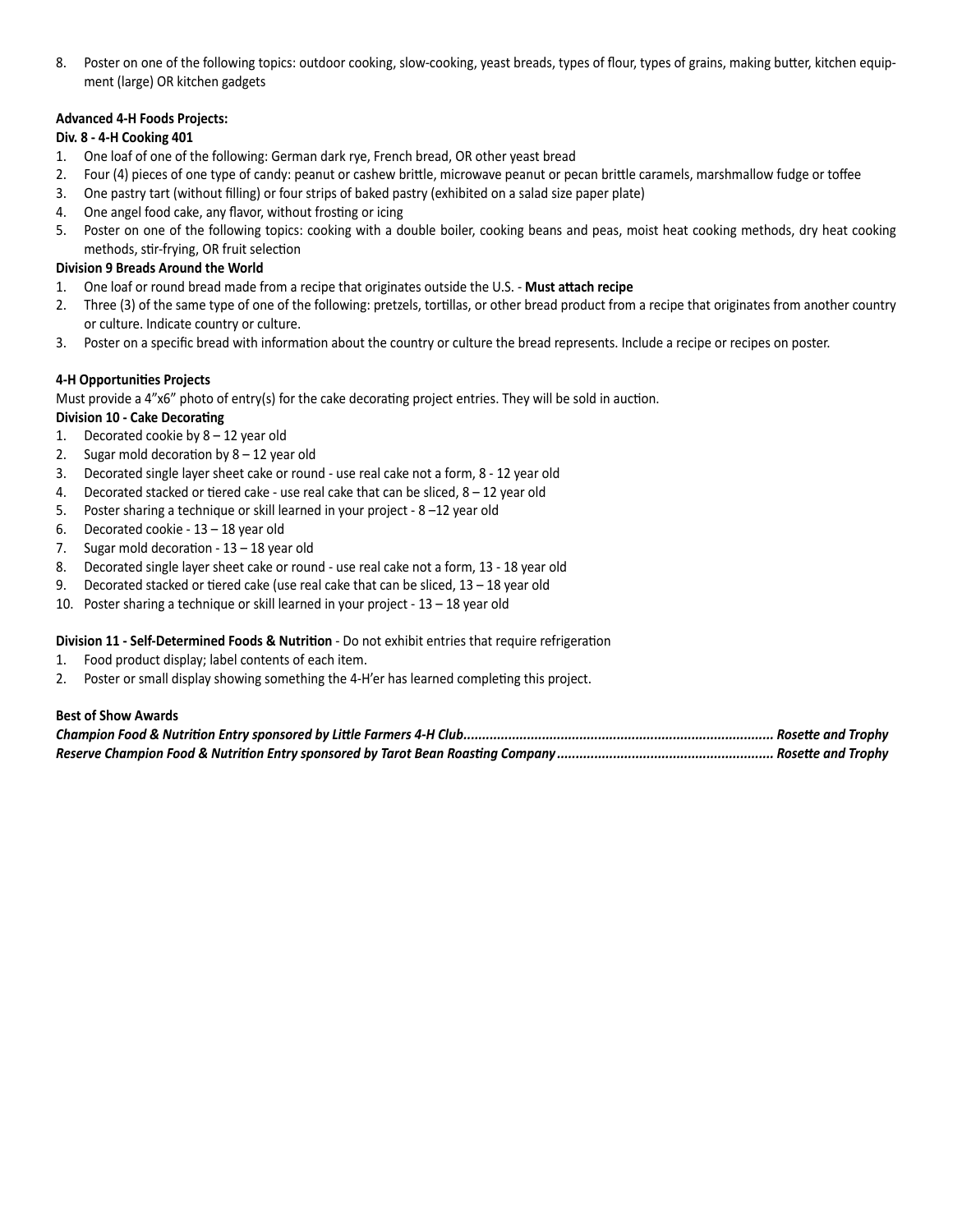8. Poster on one of the following topics: outdoor cooking, slow-cooking, yeast breads, types of flour, types of grains, making butter, kitchen equipment (large) OR kitchen gadgets

**Advanced 4-H Foods Projects:**

**Div. 8 - 4-H Cooking 401**

1. One loaf of one of the following: German dark rye, French bread, OR other yeast bread
2. Four (4) pieces of one type of candy: peanut or cashew brittle, microwave peanut or pecan brittle caramels, marshmallow fudge or toffee
3. One pastry tart (without filling) or four strips of baked pastry (exhibited on a salad size paper plate)
4. One angel food cake, any flavor, without frosting or icing
5. Poster on one of the following topics: cooking with a double boiler, cooking beans and peas, moist heat cooking methods, dry heat cooking methods, stir-frying, OR fruit selection

**Division 9 Breads Around the World**

1. One loaf or round bread made from a recipe that originates outside the U.S. - **Must attach recipe**
2. Three (3) of the same type of one of the following: pretzels, tortillas, or other bread product from a recipe that originates from another country or culture. Indicate country or culture.
3. Poster on a specific bread with information about the country or culture the bread represents. Include a recipe or recipes on poster.

**4-H Opportunities Projects**

Must provide a 4"x6" photo of entry(s) for the cake decorating project entries. They will be sold in auction.

**Division 10 - Cake Decorating**

1. Decorated cookie by 8 – 12 year old
2. Sugar mold decoration by 8 – 12 year old
3. Decorated single layer sheet cake or round - use real cake not a form, 8 - 12 year old
4. Decorated stacked or tiered cake - use real cake that can be sliced, 8 – 12 year old
5. Poster sharing a technique or skill learned in your project - 8 –12 year old
6. Decorated cookie - 13 – 18 year old
7. Sugar mold decoration - 13 – 18 year old
8. Decorated single layer sheet cake or round - use real cake not a form, 13 - 18 year old
9. Decorated stacked or tiered cake (use real cake that can be sliced, 13 – 18 year old
10. Poster sharing a technique or skill learned in your project - 13 – 18 year old

**Division 11 - Self-Determined Foods & Nutrition** - Do not exhibit entries that require refrigeration

1. Food product display; label contents of each item.
2. Poster or small display showing something the 4-H'er has learned completing this project.

**Best of Show Awards**

***Champion Food & Nutrition Entry sponsored by Little Farmers 4-H Club.................................................................................. Rosette and Trophy***

***Reserve Champion Food & Nutrition Entry sponsored by Tarot Bean Roasting Company......................................................... Rosette and Trophy***